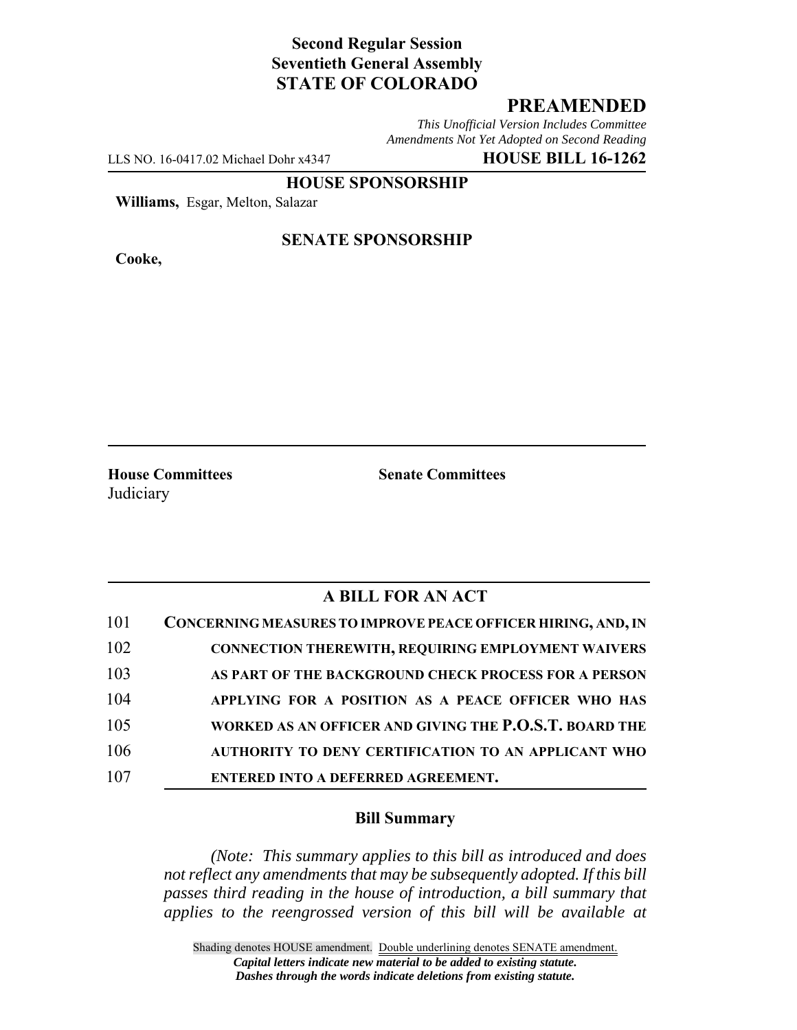**Second Regular Session**
**Seventieth General Assembly**
**STATE OF COLORADO**

# PREAMENDED

*This Unofficial Version Includes Committee Amendments Not Yet Adopted on Second Reading*

LLS NO. 16-0417.02 Michael Dohr x4347 **HOUSE BILL 16-1262**

**HOUSE SPONSORSHIP**

**Williams,** Esgar, Melton, Salazar

**SENATE SPONSORSHIP**

**Cooke,**

**House Committees**
Judiciary

**Senate Committees**

## A BILL FOR AN ACT

101 **CONCERNING MEASURES TO IMPROVE PEACE OFFICER HIRING, AND, IN**
102 **CONNECTION THEREWITH, REQUIRING EMPLOYMENT WAIVERS**
103 **AS PART OF THE BACKGROUND CHECK PROCESS FOR A PERSON**
104 **APPLYING FOR A POSITION AS A PEACE OFFICER WHO HAS**
105 **WORKED AS AN OFFICER AND GIVING THE P.O.S.T. BOARD THE**
106 **AUTHORITY TO DENY CERTIFICATION TO AN APPLICANT WHO**
107 **ENTERED INTO A DEFERRED AGREEMENT.**

### Bill Summary

*(Note: This summary applies to this bill as introduced and does not reflect any amendments that may be subsequently adopted. If this bill passes third reading in the house of introduction, a bill summary that applies to the reengrossed version of this bill will be available at*

Shading denotes HOUSE amendment. Double underlining denotes SENATE amendment.
***Capital letters indicate new material to be added to existing statute.***
***Dashes through the words indicate deletions from existing statute.***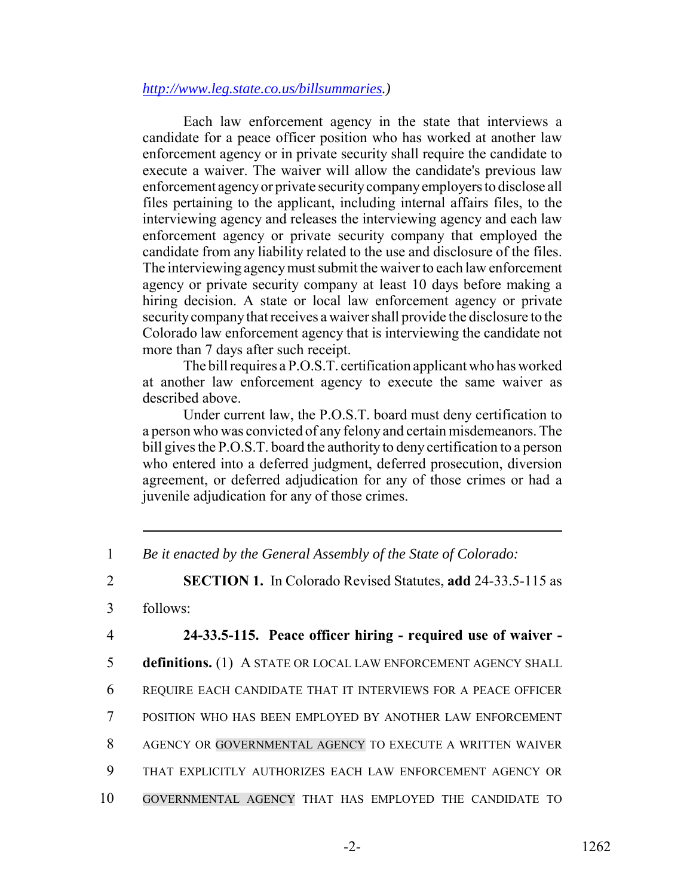http://www.leg.state.co.us/billsummaries.)

Each law enforcement agency in the state that interviews a candidate for a peace officer position who has worked at another law enforcement agency or in private security shall require the candidate to execute a waiver. The waiver will allow the candidate's previous law enforcement agency or private security company employers to disclose all files pertaining to the applicant, including internal affairs files, to the interviewing agency and releases the interviewing agency and each law enforcement agency or private security company that employed the candidate from any liability related to the use and disclosure of the files. The interviewing agency must submit the waiver to each law enforcement agency or private security company at least 10 days before making a hiring decision. A state or local law enforcement agency or private security company that receives a waiver shall provide the disclosure to the Colorado law enforcement agency that is interviewing the candidate not more than 7 days after such receipt.

The bill requires a P.O.S.T. certification applicant who has worked at another law enforcement agency to execute the same waiver as described above.

Under current law, the P.O.S.T. board must deny certification to a person who was convicted of any felony and certain misdemeanors. The bill gives the P.O.S.T. board the authority to deny certification to a person who entered into a deferred judgment, deferred prosecution, diversion agreement, or deferred adjudication for any of those crimes or had a juvenile adjudication for any of those crimes.

---

1 *Be it enacted by the General Assembly of the State of Colorado:*

2 **SECTION 1.** In Colorado Revised Statutes, **add** 24-33.5-115 as

3 follows:

4 **24-33.5-115. Peace officer hiring - required use of waiver -**

5 **definitions.** (1) A STATE OR LOCAL LAW ENFORCEMENT AGENCY SHALL

6 REQUIRE EACH CANDIDATE THAT IT INTERVIEWS FOR A PEACE OFFICER

7 POSITION WHO HAS BEEN EMPLOYED BY ANOTHER LAW ENFORCEMENT

8 AGENCY OR GOVERNMENTAL AGENCY TO EXECUTE A WRITTEN WAIVER

9 THAT EXPLICITLY AUTHORIZES EACH LAW ENFORCEMENT AGENCY OR

10 GOVERNMENTAL AGENCY THAT HAS EMPLOYED THE CANDIDATE TO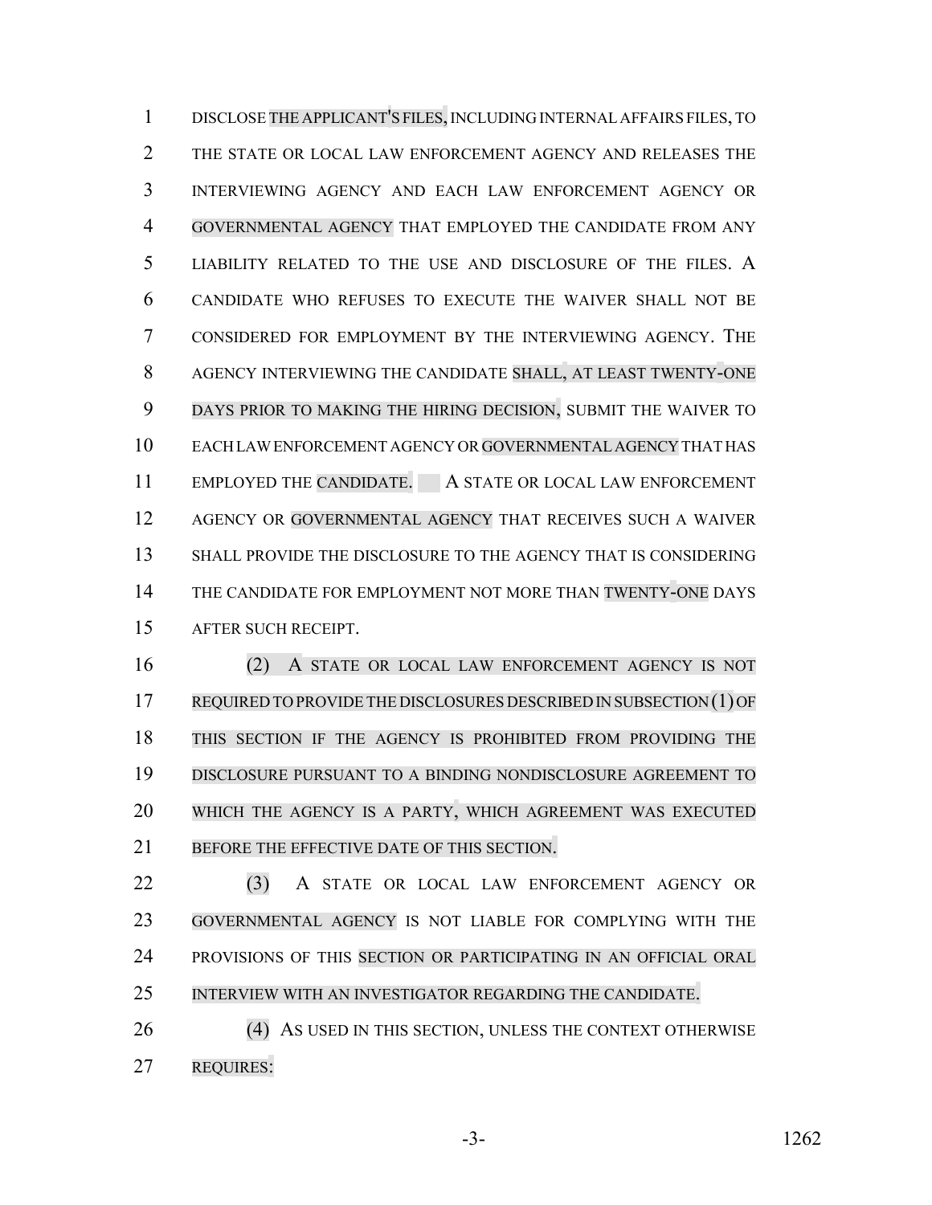DISCLOSE THE APPLICANT'S FILES, INCLUDING INTERNAL AFFAIRS FILES, TO THE STATE OR LOCAL LAW ENFORCEMENT AGENCY AND RELEASES THE INTERVIEWING AGENCY AND EACH LAW ENFORCEMENT AGENCY OR GOVERNMENTAL AGENCY THAT EMPLOYED THE CANDIDATE FROM ANY LIABILITY RELATED TO THE USE AND DISCLOSURE OF THE FILES. A CANDIDATE WHO REFUSES TO EXECUTE THE WAIVER SHALL NOT BE CONSIDERED FOR EMPLOYMENT BY THE INTERVIEWING AGENCY. THE AGENCY INTERVIEWING THE CANDIDATE SHALL, AT LEAST TWENTY-ONE DAYS PRIOR TO MAKING THE HIRING DECISION, SUBMIT THE WAIVER TO EACH LAW ENFORCEMENT AGENCY OR GOVERNMENTAL AGENCY THAT HAS EMPLOYED THE CANDIDATE. A STATE OR LOCAL LAW ENFORCEMENT AGENCY OR GOVERNMENTAL AGENCY THAT RECEIVES SUCH A WAIVER SHALL PROVIDE THE DISCLOSURE TO THE AGENCY THAT IS CONSIDERING THE CANDIDATE FOR EMPLOYMENT NOT MORE THAN TWENTY-ONE DAYS AFTER SUCH RECEIPT.

(2) A STATE OR LOCAL LAW ENFORCEMENT AGENCY IS NOT REQUIRED TO PROVIDE THE DISCLOSURES DESCRIBED IN SUBSECTION (1) OF THIS SECTION IF THE AGENCY IS PROHIBITED FROM PROVIDING THE DISCLOSURE PURSUANT TO A BINDING NONDISCLOSURE AGREEMENT TO WHICH THE AGENCY IS A PARTY, WHICH AGREEMENT WAS EXECUTED BEFORE THE EFFECTIVE DATE OF THIS SECTION.

(3) A STATE OR LOCAL LAW ENFORCEMENT AGENCY OR GOVERNMENTAL AGENCY IS NOT LIABLE FOR COMPLYING WITH THE PROVISIONS OF THIS SECTION OR PARTICIPATING IN AN OFFICIAL ORAL INTERVIEW WITH AN INVESTIGATOR REGARDING THE CANDIDATE.

(4) AS USED IN THIS SECTION, UNLESS THE CONTEXT OTHERWISE REQUIRES: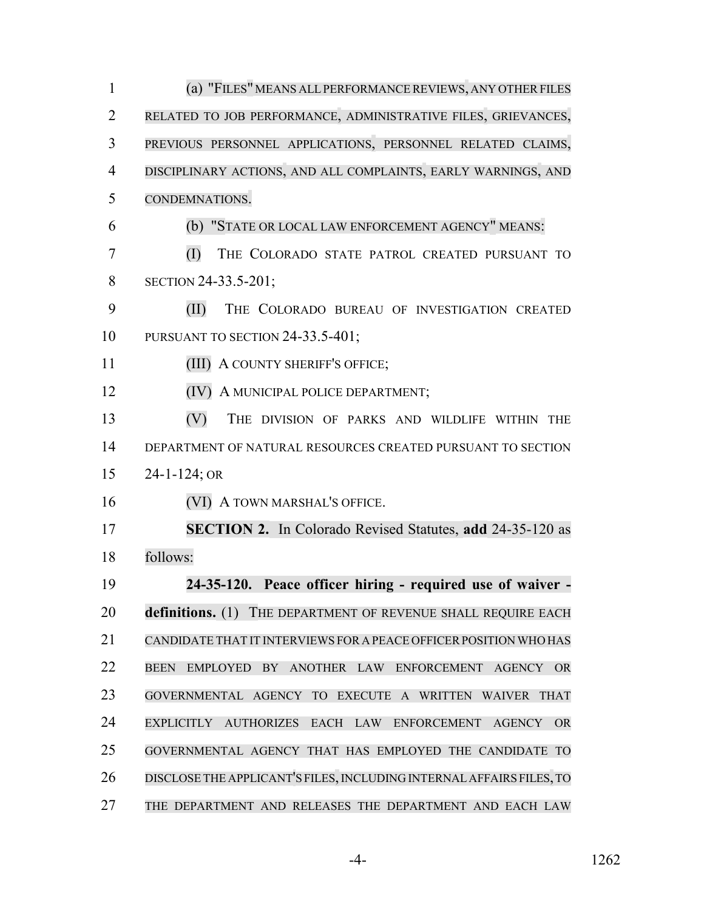(a) "FILES" MEANS ALL PERFORMANCE REVIEWS, ANY OTHER FILES RELATED TO JOB PERFORMANCE, ADMINISTRATIVE FILES, GRIEVANCES, PREVIOUS PERSONNEL APPLICATIONS, PERSONNEL RELATED CLAIMS, DISCIPLINARY ACTIONS, AND ALL COMPLAINTS, EARLY WARNINGS, AND CONDEMNATIONS.

(b) "STATE OR LOCAL LAW ENFORCEMENT AGENCY" MEANS:

(I) THE COLORADO STATE PATROL CREATED PURSUANT TO SECTION 24-33.5-201;

(II) THE COLORADO BUREAU OF INVESTIGATION CREATED PURSUANT TO SECTION 24-33.5-401;

(III) A COUNTY SHERIFF'S OFFICE;

(IV) A MUNICIPAL POLICE DEPARTMENT;

(V) THE DIVISION OF PARKS AND WILDLIFE WITHIN THE DEPARTMENT OF NATURAL RESOURCES CREATED PURSUANT TO SECTION 24-1-124; OR

(VI) A TOWN MARSHAL'S OFFICE.

**SECTION 2.** In Colorado Revised Statutes, **add** 24-35-120 as follows:

**24-35-120. Peace officer hiring - required use of waiver - definitions.** (1) THE DEPARTMENT OF REVENUE SHALL REQUIRE EACH CANDIDATE THAT IT INTERVIEWS FOR A PEACE OFFICER POSITION WHO HAS BEEN EMPLOYED BY ANOTHER LAW ENFORCEMENT AGENCY OR GOVERNMENTAL AGENCY TO EXECUTE A WRITTEN WAIVER THAT EXPLICITLY AUTHORIZES EACH LAW ENFORCEMENT AGENCY OR GOVERNMENTAL AGENCY THAT HAS EMPLOYED THE CANDIDATE TO DISCLOSE THE APPLICANT'S FILES, INCLUDING INTERNAL AFFAIRS FILES, TO THE DEPARTMENT AND RELEASES THE DEPARTMENT AND EACH LAW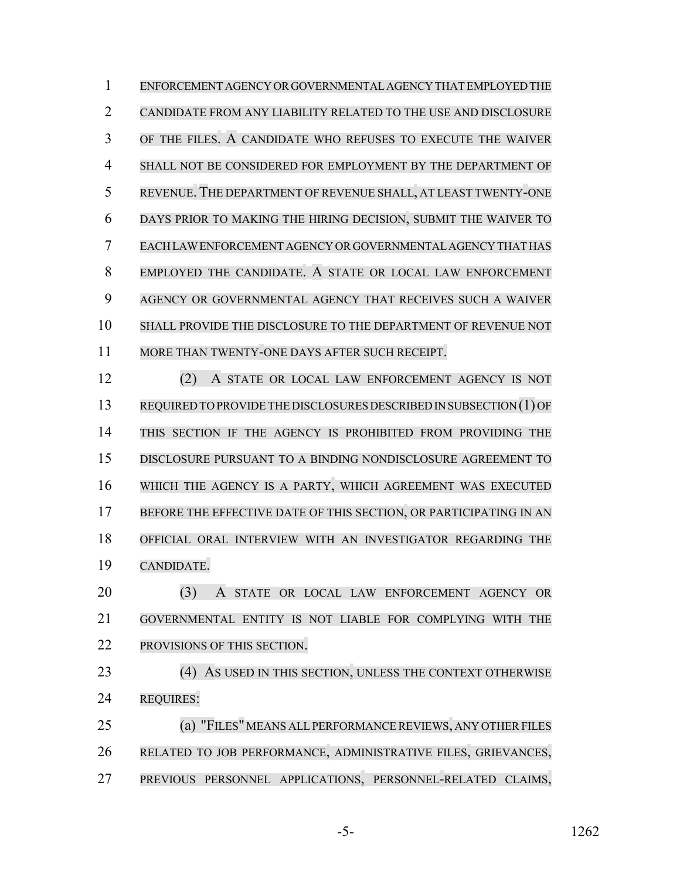ENFORCEMENT AGENCY OR GOVERNMENTAL AGENCY THAT EMPLOYED THE CANDIDATE FROM ANY LIABILITY RELATED TO THE USE AND DISCLOSURE OF THE FILES. A CANDIDATE WHO REFUSES TO EXECUTE THE WAIVER SHALL NOT BE CONSIDERED FOR EMPLOYMENT BY THE DEPARTMENT OF REVENUE. THE DEPARTMENT OF REVENUE SHALL, AT LEAST TWENTY-ONE DAYS PRIOR TO MAKING THE HIRING DECISION, SUBMIT THE WAIVER TO EACH LAW ENFORCEMENT AGENCY OR GOVERNMENTAL AGENCY THAT HAS EMPLOYED THE CANDIDATE. A STATE OR LOCAL LAW ENFORCEMENT AGENCY OR GOVERNMENTAL AGENCY THAT RECEIVES SUCH A WAIVER SHALL PROVIDE THE DISCLOSURE TO THE DEPARTMENT OF REVENUE NOT MORE THAN TWENTY-ONE DAYS AFTER SUCH RECEIPT.

(2) A STATE OR LOCAL LAW ENFORCEMENT AGENCY IS NOT REQUIRED TO PROVIDE THE DISCLOSURES DESCRIBED IN SUBSECTION (1) OF THIS SECTION IF THE AGENCY IS PROHIBITED FROM PROVIDING THE DISCLOSURE PURSUANT TO A BINDING NONDISCLOSURE AGREEMENT TO WHICH THE AGENCY IS A PARTY, WHICH AGREEMENT WAS EXECUTED BEFORE THE EFFECTIVE DATE OF THIS SECTION, OR PARTICIPATING IN AN OFFICIAL ORAL INTERVIEW WITH AN INVESTIGATOR REGARDING THE CANDIDATE.

(3) A STATE OR LOCAL LAW ENFORCEMENT AGENCY OR GOVERNMENTAL ENTITY IS NOT LIABLE FOR COMPLYING WITH THE PROVISIONS OF THIS SECTION.

(4) AS USED IN THIS SECTION, UNLESS THE CONTEXT OTHERWISE REQUIRES:

(a) "FILES" MEANS ALL PERFORMANCE REVIEWS, ANY OTHER FILES RELATED TO JOB PERFORMANCE, ADMINISTRATIVE FILES, GRIEVANCES, PREVIOUS PERSONNEL APPLICATIONS, PERSONNEL-RELATED CLAIMS,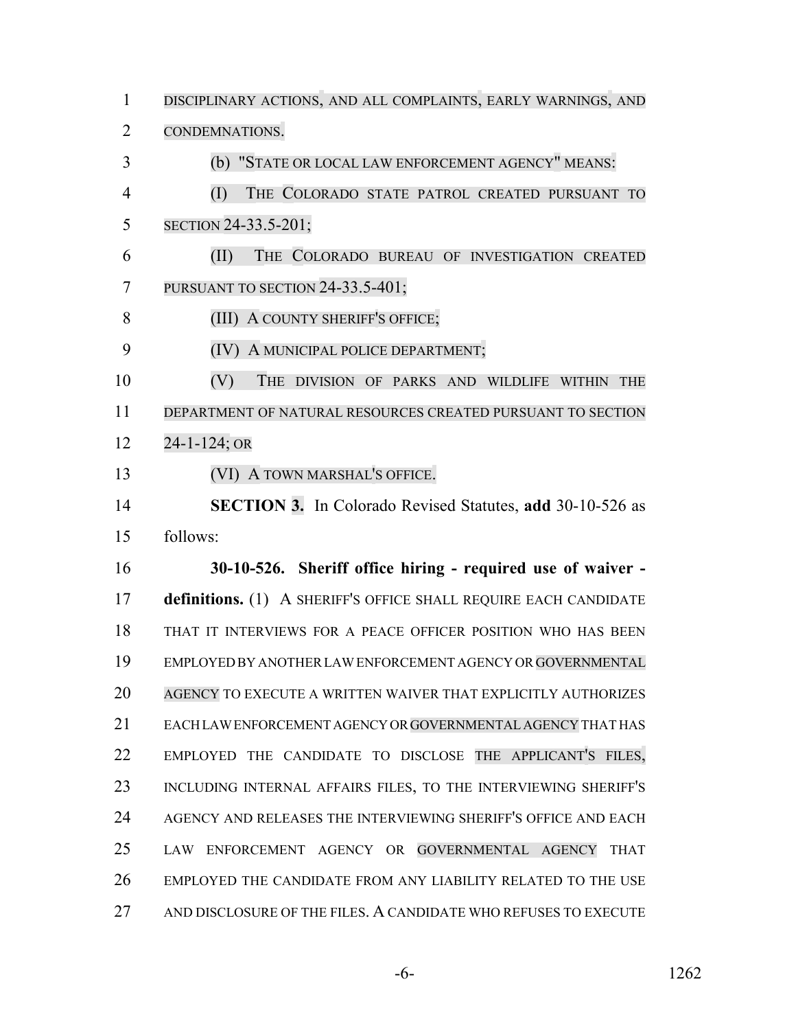DISCIPLINARY ACTIONS, AND ALL COMPLAINTS, EARLY WARNINGS, AND CONDEMNATIONS.

(b) "STATE OR LOCAL LAW ENFORCEMENT AGENCY" MEANS:

(I) THE COLORADO STATE PATROL CREATED PURSUANT TO SECTION 24-33.5-201;

(II) THE COLORADO BUREAU OF INVESTIGATION CREATED PURSUANT TO SECTION 24-33.5-401;

(III) A COUNTY SHERIFF'S OFFICE;

(IV) A MUNICIPAL POLICE DEPARTMENT;

(V) THE DIVISION OF PARKS AND WILDLIFE WITHIN THE DEPARTMENT OF NATURAL RESOURCES CREATED PURSUANT TO SECTION 24-1-124; OR

(VI) A TOWN MARSHAL'S OFFICE.

**SECTION 3.** In Colorado Revised Statutes, **add** 30-10-526 as follows:

**30-10-526. Sheriff office hiring - required use of waiver - definitions.** (1) A SHERIFF'S OFFICE SHALL REQUIRE EACH CANDIDATE THAT IT INTERVIEWS FOR A PEACE OFFICER POSITION WHO HAS BEEN EMPLOYED BY ANOTHER LAW ENFORCEMENT AGENCY OR GOVERNMENTAL AGENCY TO EXECUTE A WRITTEN WAIVER THAT EXPLICITLY AUTHORIZES EACH LAW ENFORCEMENT AGENCY OR GOVERNMENTAL AGENCY THAT HAS EMPLOYED THE CANDIDATE TO DISCLOSE THE APPLICANT'S FILES, INCLUDING INTERNAL AFFAIRS FILES, TO THE INTERVIEWING SHERIFF'S AGENCY AND RELEASES THE INTERVIEWING SHERIFF'S OFFICE AND EACH LAW ENFORCEMENT AGENCY OR GOVERNMENTAL AGENCY THAT EMPLOYED THE CANDIDATE FROM ANY LIABILITY RELATED TO THE USE AND DISCLOSURE OF THE FILES. A CANDIDATE WHO REFUSES TO EXECUTE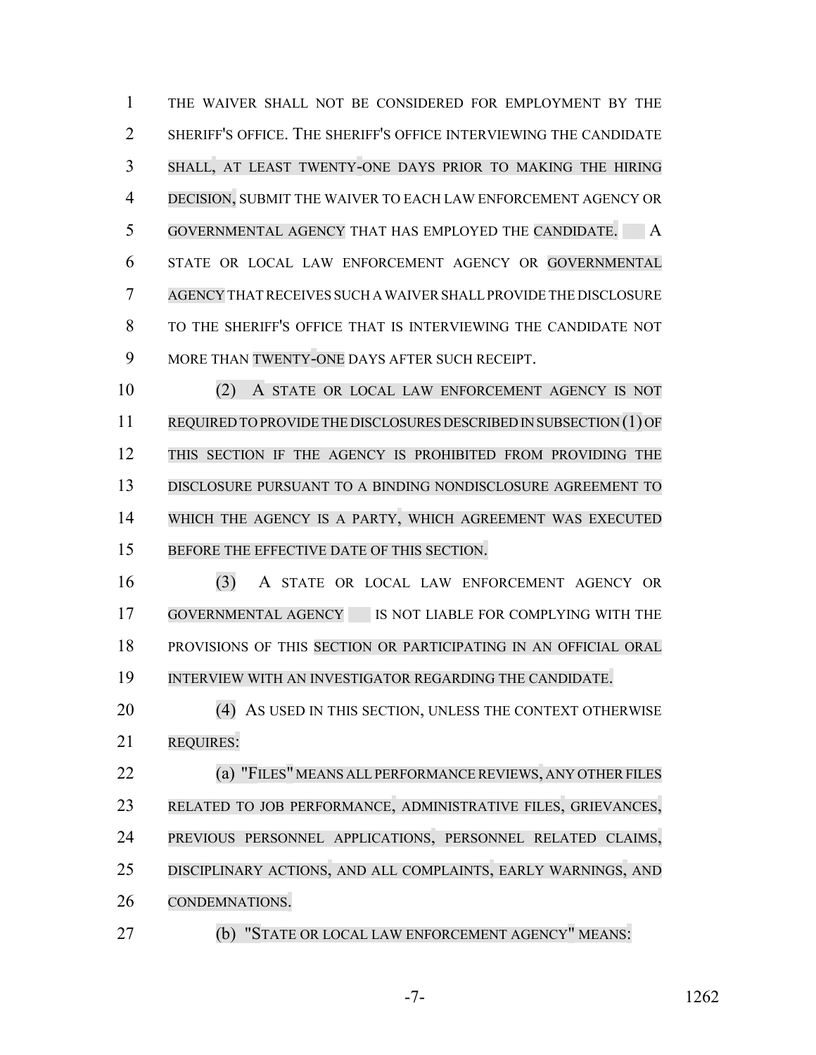THE WAIVER SHALL NOT BE CONSIDERED FOR EMPLOYMENT BY THE SHERIFF'S OFFICE. THE SHERIFF'S OFFICE INTERVIEWING THE CANDIDATE SHALL, AT LEAST TWENTY-ONE DAYS PRIOR TO MAKING THE HIRING DECISION, SUBMIT THE WAIVER TO EACH LAW ENFORCEMENT AGENCY OR GOVERNMENTAL AGENCY THAT HAS EMPLOYED THE CANDIDATE. A STATE OR LOCAL LAW ENFORCEMENT AGENCY OR GOVERNMENTAL AGENCY THAT RECEIVES SUCH A WAIVER SHALL PROVIDE THE DISCLOSURE TO THE SHERIFF'S OFFICE THAT IS INTERVIEWING THE CANDIDATE NOT MORE THAN TWENTY-ONE DAYS AFTER SUCH RECEIPT.

(2) A STATE OR LOCAL LAW ENFORCEMENT AGENCY IS NOT REQUIRED TO PROVIDE THE DISCLOSURES DESCRIBED IN SUBSECTION (1) OF THIS SECTION IF THE AGENCY IS PROHIBITED FROM PROVIDING THE DISCLOSURE PURSUANT TO A BINDING NONDISCLOSURE AGREEMENT TO WHICH THE AGENCY IS A PARTY, WHICH AGREEMENT WAS EXECUTED BEFORE THE EFFECTIVE DATE OF THIS SECTION.

(3) A STATE OR LOCAL LAW ENFORCEMENT AGENCY OR GOVERNMENTAL AGENCY IS NOT LIABLE FOR COMPLYING WITH THE PROVISIONS OF THIS SECTION OR PARTICIPATING IN AN OFFICIAL ORAL INTERVIEW WITH AN INVESTIGATOR REGARDING THE CANDIDATE.

(4) AS USED IN THIS SECTION, UNLESS THE CONTEXT OTHERWISE REQUIRES:

(a) "FILES" MEANS ALL PERFORMANCE REVIEWS, ANY OTHER FILES RELATED TO JOB PERFORMANCE, ADMINISTRATIVE FILES, GRIEVANCES, PREVIOUS PERSONNEL APPLICATIONS, PERSONNEL RELATED CLAIMS, DISCIPLINARY ACTIONS, AND ALL COMPLAINTS, EARLY WARNINGS, AND CONDEMNATIONS.

(b) "STATE OR LOCAL LAW ENFORCEMENT AGENCY" MEANS: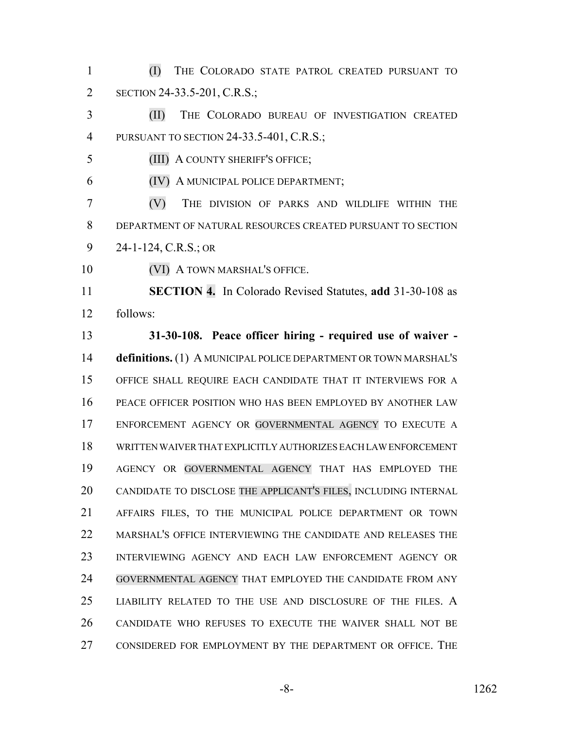(I) THE COLORADO STATE PATROL CREATED PURSUANT TO SECTION 24-33.5-201, C.R.S.;

(II) THE COLORADO BUREAU OF INVESTIGATION CREATED PURSUANT TO SECTION 24-33.5-401, C.R.S.;

(III) A COUNTY SHERIFF'S OFFICE;

(IV) A MUNICIPAL POLICE DEPARTMENT;

(V) THE DIVISION OF PARKS AND WILDLIFE WITHIN THE DEPARTMENT OF NATURAL RESOURCES CREATED PURSUANT TO SECTION 24-1-124, C.R.S.; OR

(VI) A TOWN MARSHAL'S OFFICE.

**SECTION 4.** In Colorado Revised Statutes, **add** 31-30-108 as follows:

**31-30-108. Peace officer hiring - required use of waiver - definitions.** (1) A MUNICIPAL POLICE DEPARTMENT OR TOWN MARSHAL'S OFFICE SHALL REQUIRE EACH CANDIDATE THAT IT INTERVIEWS FOR A PEACE OFFICER POSITION WHO HAS BEEN EMPLOYED BY ANOTHER LAW ENFORCEMENT AGENCY OR GOVERNMENTAL AGENCY TO EXECUTE A WRITTEN WAIVER THAT EXPLICITLY AUTHORIZES EACH LAW ENFORCEMENT AGENCY OR GOVERNMENTAL AGENCY THAT HAS EMPLOYED THE CANDIDATE TO DISCLOSE THE APPLICANT'S FILES, INCLUDING INTERNAL AFFAIRS FILES, TO THE MUNICIPAL POLICE DEPARTMENT OR TOWN MARSHAL'S OFFICE INTERVIEWING THE CANDIDATE AND RELEASES THE INTERVIEWING AGENCY AND EACH LAW ENFORCEMENT AGENCY OR GOVERNMENTAL AGENCY THAT EMPLOYED THE CANDIDATE FROM ANY LIABILITY RELATED TO THE USE AND DISCLOSURE OF THE FILES. A CANDIDATE WHO REFUSES TO EXECUTE THE WAIVER SHALL NOT BE CONSIDERED FOR EMPLOYMENT BY THE DEPARTMENT OR OFFICE. THE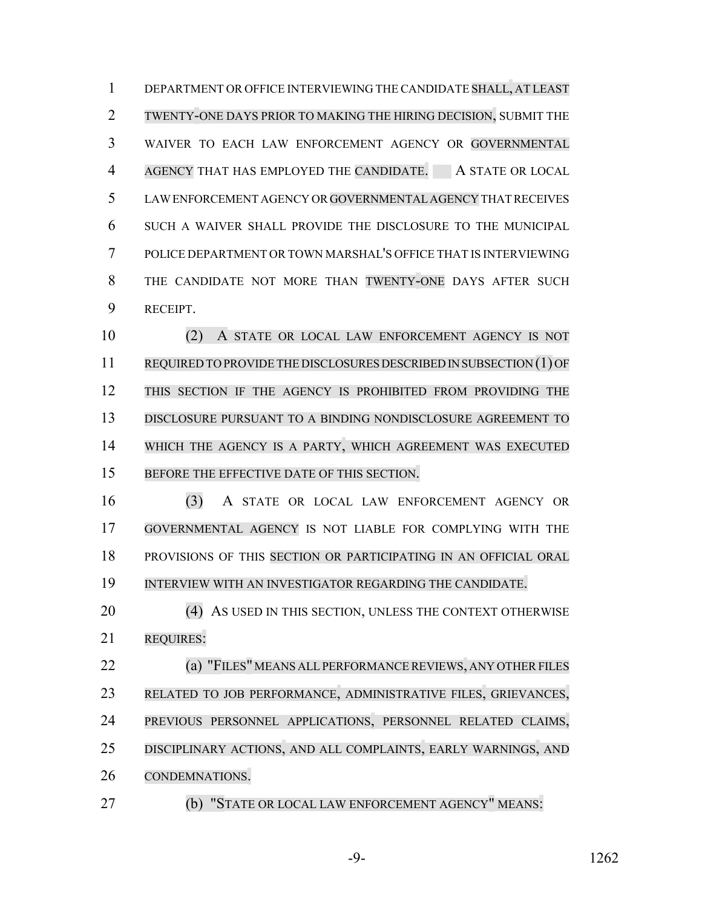DEPARTMENT OR OFFICE INTERVIEWING THE CANDIDATE SHALL, AT LEAST TWENTY-ONE DAYS PRIOR TO MAKING THE HIRING DECISION, SUBMIT THE WAIVER TO EACH LAW ENFORCEMENT AGENCY OR GOVERNMENTAL AGENCY THAT HAS EMPLOYED THE CANDIDATE. A STATE OR LOCAL LAW ENFORCEMENT AGENCY OR GOVERNMENTAL AGENCY THAT RECEIVES SUCH A WAIVER SHALL PROVIDE THE DISCLOSURE TO THE MUNICIPAL POLICE DEPARTMENT OR TOWN MARSHAL'S OFFICE THAT IS INTERVIEWING THE CANDIDATE NOT MORE THAN TWENTY-ONE DAYS AFTER SUCH RECEIPT.

(2) A STATE OR LOCAL LAW ENFORCEMENT AGENCY IS NOT REQUIRED TO PROVIDE THE DISCLOSURES DESCRIBED IN SUBSECTION (1) OF THIS SECTION IF THE AGENCY IS PROHIBITED FROM PROVIDING THE DISCLOSURE PURSUANT TO A BINDING NONDISCLOSURE AGREEMENT TO WHICH THE AGENCY IS A PARTY, WHICH AGREEMENT WAS EXECUTED BEFORE THE EFFECTIVE DATE OF THIS SECTION.

(3) A STATE OR LOCAL LAW ENFORCEMENT AGENCY OR GOVERNMENTAL AGENCY IS NOT LIABLE FOR COMPLYING WITH THE PROVISIONS OF THIS SECTION OR PARTICIPATING IN AN OFFICIAL ORAL INTERVIEW WITH AN INVESTIGATOR REGARDING THE CANDIDATE.

(4) AS USED IN THIS SECTION, UNLESS THE CONTEXT OTHERWISE REQUIRES:

(a) "FILES" MEANS ALL PERFORMANCE REVIEWS, ANY OTHER FILES RELATED TO JOB PERFORMANCE, ADMINISTRATIVE FILES, GRIEVANCES, PREVIOUS PERSONNEL APPLICATIONS, PERSONNEL RELATED CLAIMS, DISCIPLINARY ACTIONS, AND ALL COMPLAINTS, EARLY WARNINGS, AND CONDEMNATIONS.

(b) "STATE OR LOCAL LAW ENFORCEMENT AGENCY" MEANS: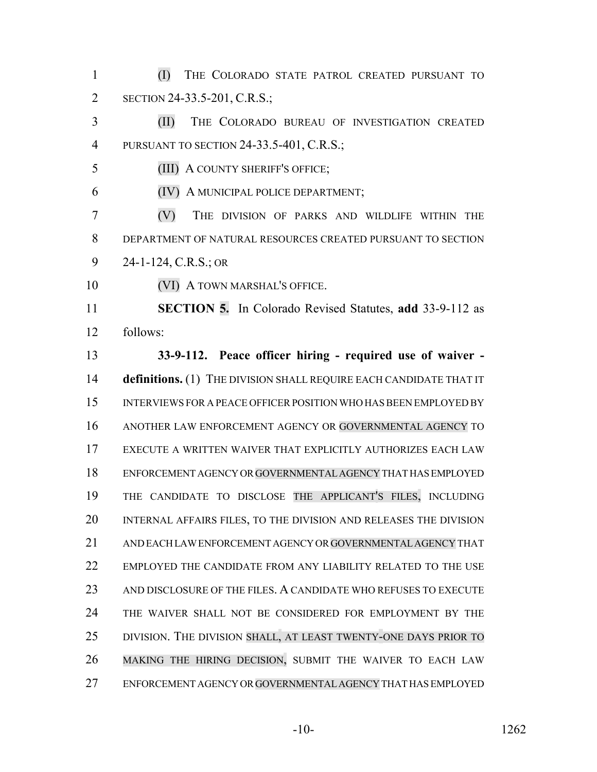(I) THE COLORADO STATE PATROL CREATED PURSUANT TO SECTION 24-33.5-201, C.R.S.;

(II) THE COLORADO BUREAU OF INVESTIGATION CREATED PURSUANT TO SECTION 24-33.5-401, C.R.S.;

(III) A COUNTY SHERIFF'S OFFICE;

(IV) A MUNICIPAL POLICE DEPARTMENT;

(V) THE DIVISION OF PARKS AND WILDLIFE WITHIN THE DEPARTMENT OF NATURAL RESOURCES CREATED PURSUANT TO SECTION 24-1-124, C.R.S.; OR

(VI) A TOWN MARSHAL'S OFFICE.

**SECTION 5.** In Colorado Revised Statutes, **add** 33-9-112 as follows:

**33-9-112. Peace officer hiring - required use of waiver - definitions.** (1) THE DIVISION SHALL REQUIRE EACH CANDIDATE THAT IT INTERVIEWS FOR A PEACE OFFICER POSITION WHO HAS BEEN EMPLOYED BY ANOTHER LAW ENFORCEMENT AGENCY OR GOVERNMENTAL AGENCY TO EXECUTE A WRITTEN WAIVER THAT EXPLICITLY AUTHORIZES EACH LAW ENFORCEMENT AGENCY OR GOVERNMENTAL AGENCY THAT HAS EMPLOYED THE CANDIDATE TO DISCLOSE THE APPLICANT'S FILES, INCLUDING INTERNAL AFFAIRS FILES, TO THE DIVISION AND RELEASES THE DIVISION AND EACH LAW ENFORCEMENT AGENCY OR GOVERNMENTAL AGENCY THAT EMPLOYED THE CANDIDATE FROM ANY LIABILITY RELATED TO THE USE AND DISCLOSURE OF THE FILES. A CANDIDATE WHO REFUSES TO EXECUTE THE WAIVER SHALL NOT BE CONSIDERED FOR EMPLOYMENT BY THE DIVISION. THE DIVISION SHALL, AT LEAST TWENTY-ONE DAYS PRIOR TO MAKING THE HIRING DECISION, SUBMIT THE WAIVER TO EACH LAW ENFORCEMENT AGENCY OR GOVERNMENTAL AGENCY THAT HAS EMPLOYED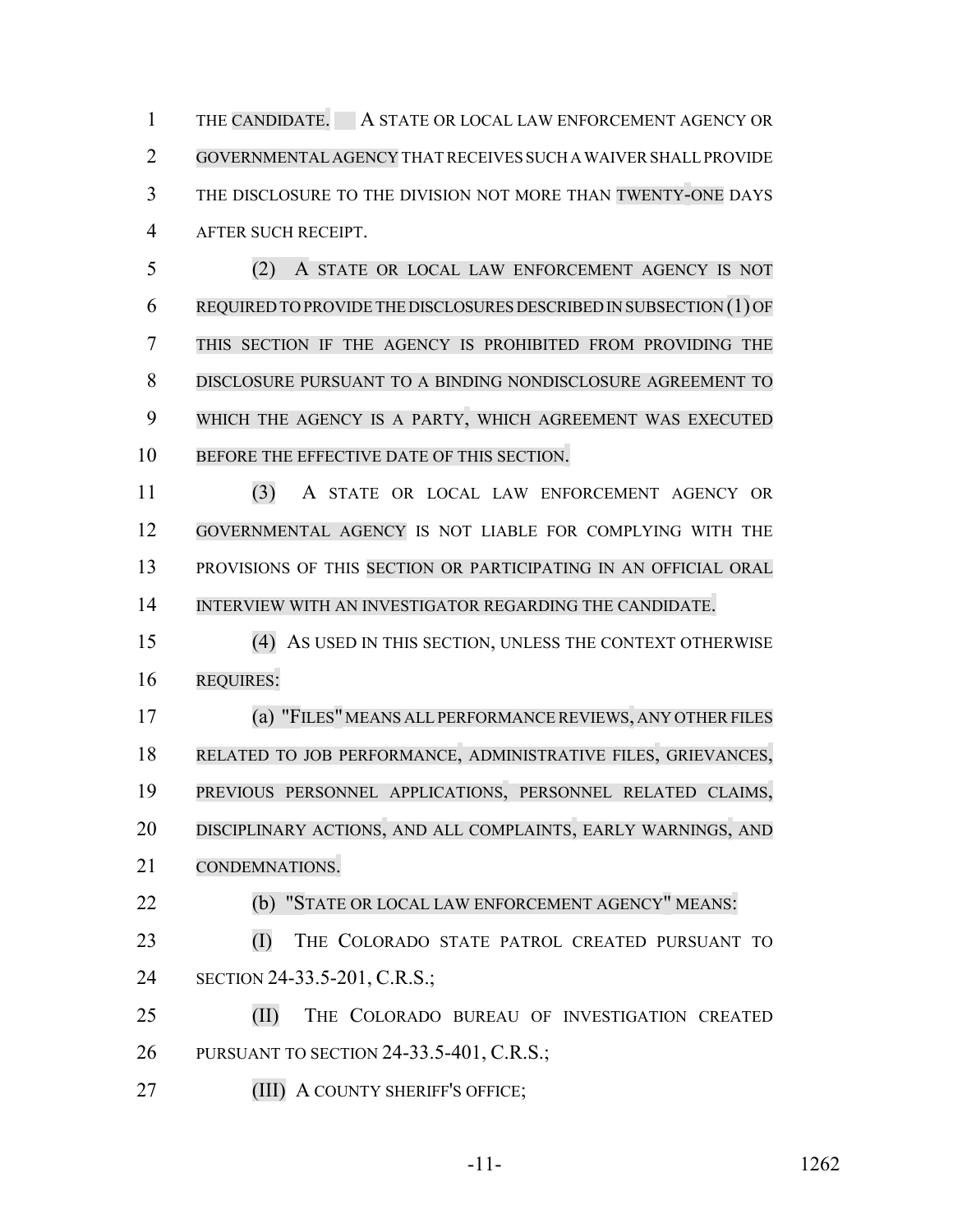THE CANDIDATE. A STATE OR LOCAL LAW ENFORCEMENT AGENCY OR GOVERNMENTAL AGENCY THAT RECEIVES SUCH A WAIVER SHALL PROVIDE THE DISCLOSURE TO THE DIVISION NOT MORE THAN TWENTY-ONE DAYS AFTER SUCH RECEIPT.

(2) A STATE OR LOCAL LAW ENFORCEMENT AGENCY IS NOT REQUIRED TO PROVIDE THE DISCLOSURES DESCRIBED IN SUBSECTION (1) OF THIS SECTION IF THE AGENCY IS PROHIBITED FROM PROVIDING THE DISCLOSURE PURSUANT TO A BINDING NONDISCLOSURE AGREEMENT TO WHICH THE AGENCY IS A PARTY, WHICH AGREEMENT WAS EXECUTED BEFORE THE EFFECTIVE DATE OF THIS SECTION.

(3) A STATE OR LOCAL LAW ENFORCEMENT AGENCY OR GOVERNMENTAL AGENCY IS NOT LIABLE FOR COMPLYING WITH THE PROVISIONS OF THIS SECTION OR PARTICIPATING IN AN OFFICIAL ORAL INTERVIEW WITH AN INVESTIGATOR REGARDING THE CANDIDATE.

(4) AS USED IN THIS SECTION, UNLESS THE CONTEXT OTHERWISE REQUIRES:

(a) "FILES" MEANS ALL PERFORMANCE REVIEWS, ANY OTHER FILES RELATED TO JOB PERFORMANCE, ADMINISTRATIVE FILES, GRIEVANCES, PREVIOUS PERSONNEL APPLICATIONS, PERSONNEL RELATED CLAIMS, DISCIPLINARY ACTIONS, AND ALL COMPLAINTS, EARLY WARNINGS, AND CONDEMNATIONS.

(b) "STATE OR LOCAL LAW ENFORCEMENT AGENCY" MEANS:

(I) THE COLORADO STATE PATROL CREATED PURSUANT TO SECTION 24-33.5-201, C.R.S.;

(II) THE COLORADO BUREAU OF INVESTIGATION CREATED PURSUANT TO SECTION 24-33.5-401, C.R.S.;

(III) A COUNTY SHERIFF'S OFFICE;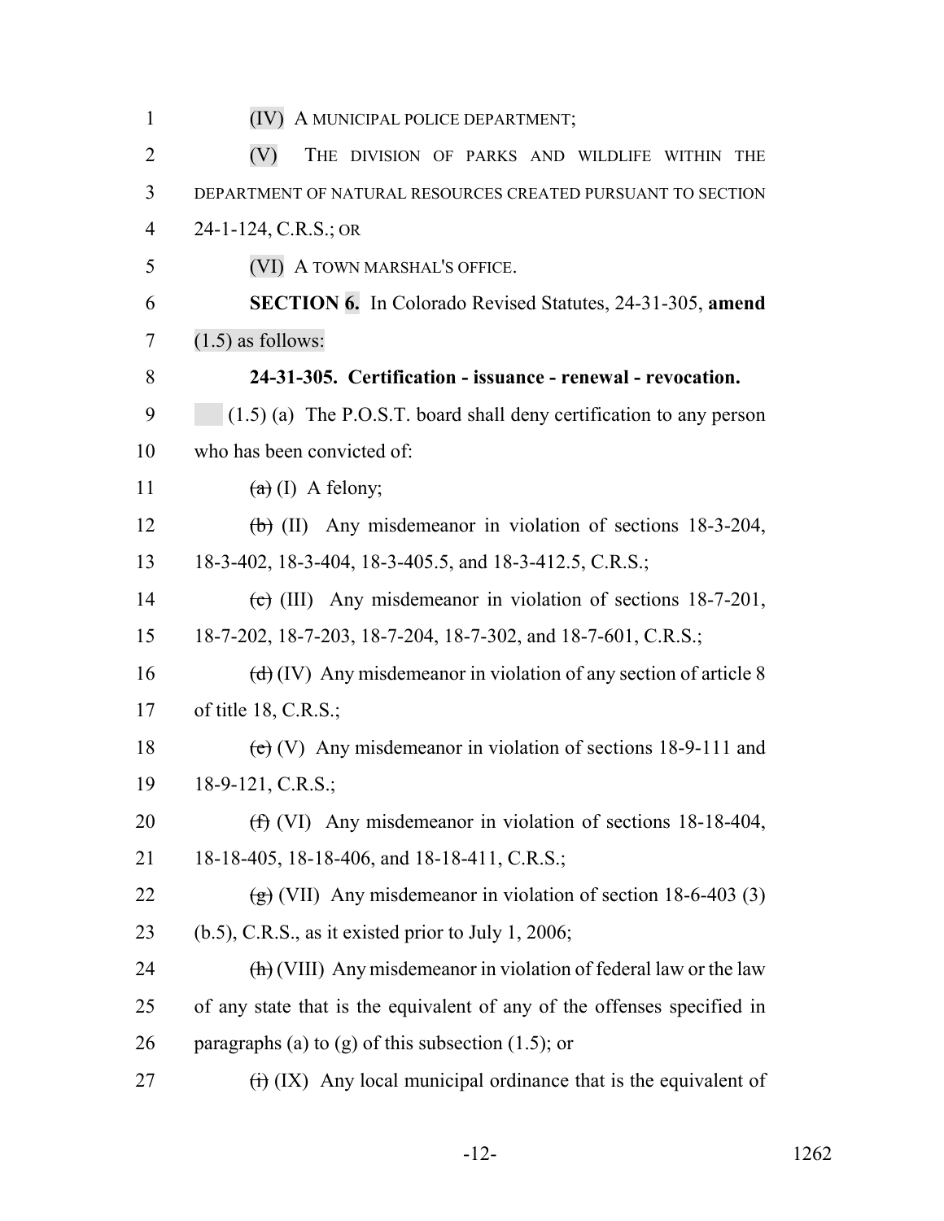(IV) A MUNICIPAL POLICE DEPARTMENT;

(V) THE DIVISION OF PARKS AND WILDLIFE WITHIN THE DEPARTMENT OF NATURAL RESOURCES CREATED PURSUANT TO SECTION 24-1-124, C.R.S.; OR

(VI) A TOWN MARSHAL'S OFFICE.

**SECTION 6.** In Colorado Revised Statutes, 24-31-305, **amend** (1.5) as follows:

**24-31-305. Certification - issuance - renewal - revocation.**

(1.5) (a) The P.O.S.T. board shall deny certification to any person who has been convicted of:

~~(a)~~ (I) A felony;

~~(b)~~ (II) Any misdemeanor in violation of sections 18-3-204, 18-3-402, 18-3-404, 18-3-405.5, and 18-3-412.5, C.R.S.;

~~(c)~~ (III) Any misdemeanor in violation of sections 18-7-201, 18-7-202, 18-7-203, 18-7-204, 18-7-302, and 18-7-601, C.R.S.;

~~(d)~~ (IV) Any misdemeanor in violation of any section of article 8 of title 18, C.R.S.;

~~(e)~~ (V) Any misdemeanor in violation of sections 18-9-111 and 18-9-121, C.R.S.;

~~(f)~~ (VI) Any misdemeanor in violation of sections 18-18-404, 18-18-405, 18-18-406, and 18-18-411, C.R.S.;

~~(g)~~ (VII) Any misdemeanor in violation of section 18-6-403 (3) (b.5), C.R.S., as it existed prior to July 1, 2006;

~~(h)~~ (VIII) Any misdemeanor in violation of federal law or the law of any state that is the equivalent of any of the offenses specified in paragraphs (a) to (g) of this subsection (1.5); or

~~(i)~~ (IX) Any local municipal ordinance that is the equivalent of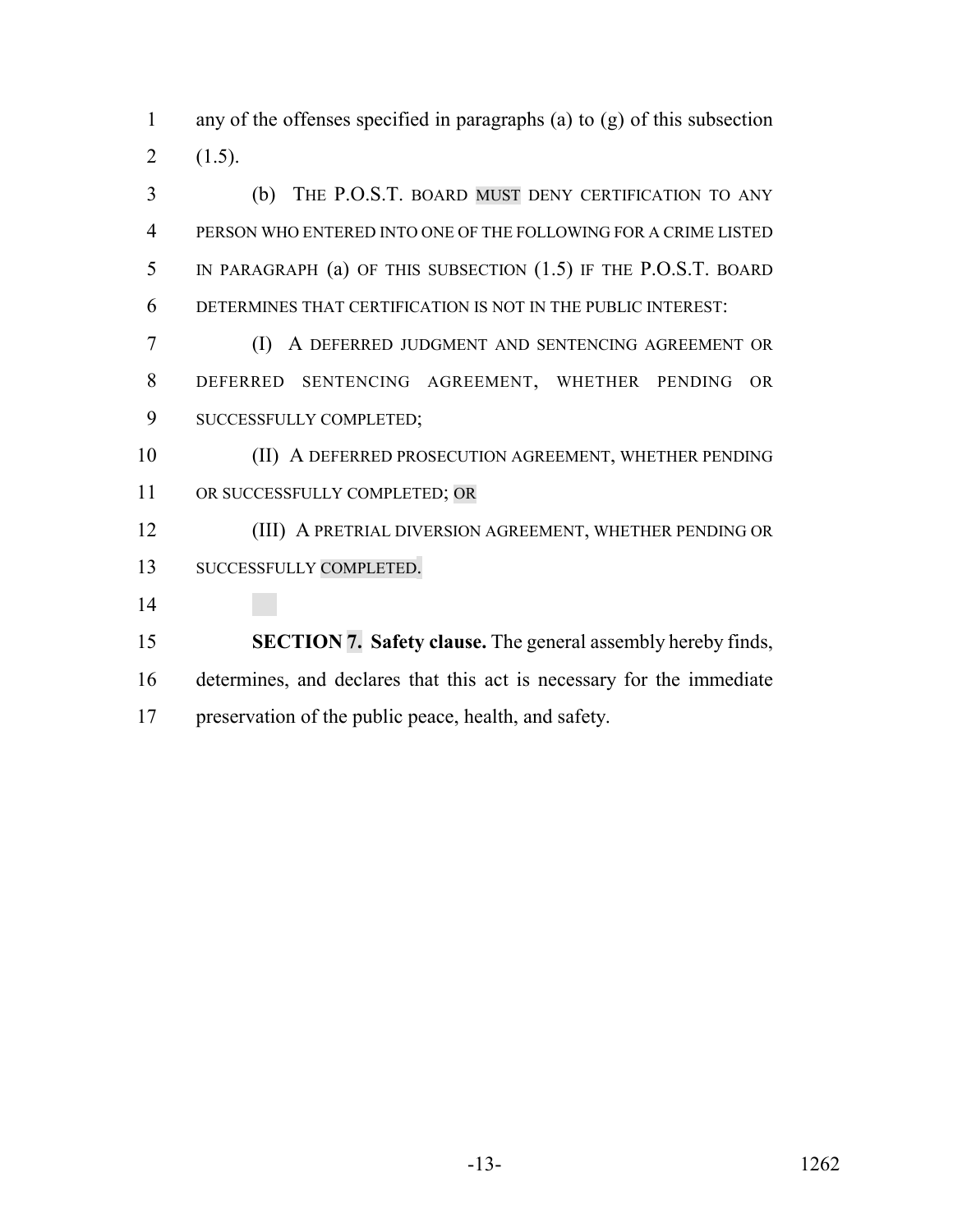any of the offenses specified in paragraphs (a) to (g) of this subsection (1.5).

(b) THE P.O.S.T. BOARD MUST DENY CERTIFICATION TO ANY PERSON WHO ENTERED INTO ONE OF THE FOLLOWING FOR A CRIME LISTED IN PARAGRAPH (a) OF THIS SUBSECTION (1.5) IF THE P.O.S.T. BOARD DETERMINES THAT CERTIFICATION IS NOT IN THE PUBLIC INTEREST:

(I) A DEFERRED JUDGMENT AND SENTENCING AGREEMENT OR DEFERRED SENTENCING AGREEMENT, WHETHER PENDING OR SUCCESSFULLY COMPLETED;

(II) A DEFERRED PROSECUTION AGREEMENT, WHETHER PENDING OR SUCCESSFULLY COMPLETED; OR

(III) A PRETRIAL DIVERSION AGREEMENT, WHETHER PENDING OR SUCCESSFULLY COMPLETED.

**SECTION 7. Safety clause.** The general assembly hereby finds, determines, and declares that this act is necessary for the immediate preservation of the public peace, health, and safety.